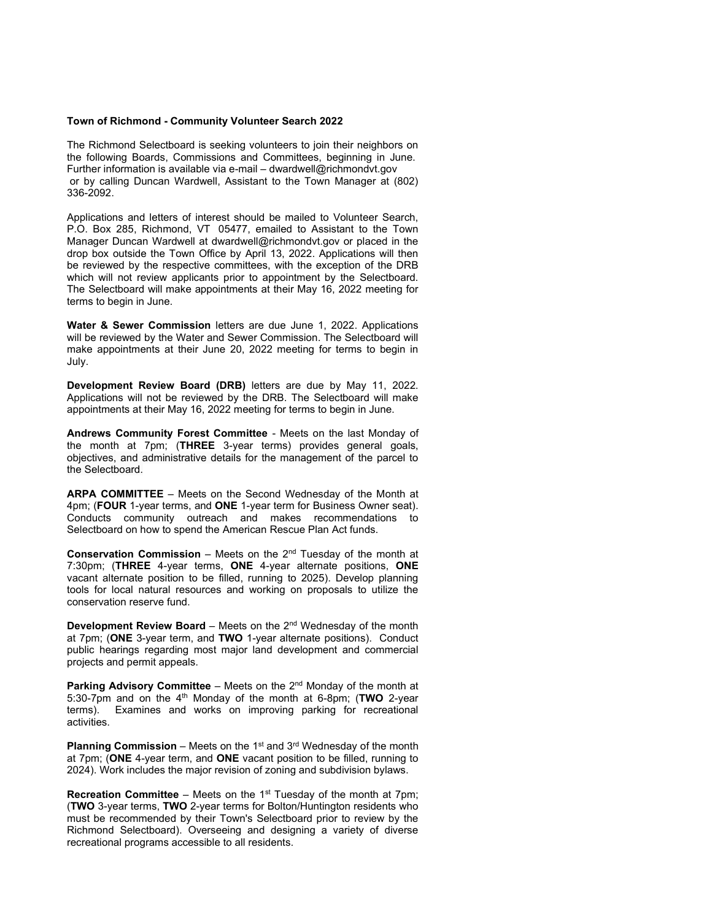**Town of Richmond - Community Volunteer Search 2022**

The Richmond Selectboard is seeking volunteers to join their neighbors on the following Boards, Commissions and Committees, beginning in June. Further information is available via e-mail – dwardwell@richmondvt.gov or by calling Duncan Wardwell, Assistant to the Town Manager at (802) 336-2092.

Applications and letters of interest should be mailed to Volunteer Search, P.O. Box 285, Richmond, VT 05477, emailed to Assistant to the Town Manager Duncan Wardwell at dwardwell@richmondvt.gov or placed in the drop box outside the Town Office by April 13, 2022. Applications will then be reviewed by the respective committees, with the exception of the DRB which will not review applicants prior to appointment by the Selectboard. The Selectboard will make appointments at their May 16, 2022 meeting for terms to begin in June.

**Water & Sewer Commission** letters are due June 1, 2022. Applications will be reviewed by the Water and Sewer Commission. The Selectboard will make appointments at their June 20, 2022 meeting for terms to begin in July.

**Development Review Board (DRB)** letters are due by May 11, 2022. Applications will not be reviewed by the DRB. The Selectboard will make appointments at their May 16, 2022 meeting for terms to begin in June.

**Andrews Community Forest Committee** - Meets on the last Monday of the month at 7pm; (**THREE** 3-year terms) provides general goals, objectives, and administrative details for the management of the parcel to the Selectboard.

**ARPA COMMITTEE** – Meets on the Second Wednesday of the Month at 4pm; (**FOUR** 1-year terms, and **ONE** 1-year term for Business Owner seat). Conducts community outreach and makes recommendations to Selectboard on how to spend the American Rescue Plan Act funds.

**Conservation Commission** – Meets on the 2nd Tuesday of the month at 7:30pm; (**THREE** 4-year terms, **ONE** 4-year alternate positions, **ONE** vacant alternate position to be filled, running to 2025). Develop planning tools for local natural resources and working on proposals to utilize the conservation reserve fund.

**Development Review Board** – Meets on the 2nd Wednesday of the month at 7pm; (**ONE** 3-year term, and **TWO** 1-year alternate positions). Conduct public hearings regarding most major land development and commercial projects and permit appeals.

**Parking Advisory Committee** – Meets on the 2nd Monday of the month at 5:30-7pm and on the 4th Monday of the month at 6-8pm; (**TWO** 2-year terms). Examines and works on improving parking for recreational activities.

**Planning Commission** – Meets on the 1st and 3rd Wednesday of the month at 7pm; (**ONE** 4-year term, and **ONE** vacant position to be filled, running to 2024). Work includes the major revision of zoning and subdivision bylaws.

**Recreation Committee** – Meets on the 1st Tuesday of the month at 7pm; (**TWO** 3-year terms, **TWO** 2-year terms for Bolton/Huntington residents who must be recommended by their Town's Selectboard prior to review by the Richmond Selectboard). Overseeing and designing a variety of diverse recreational programs accessible to all residents.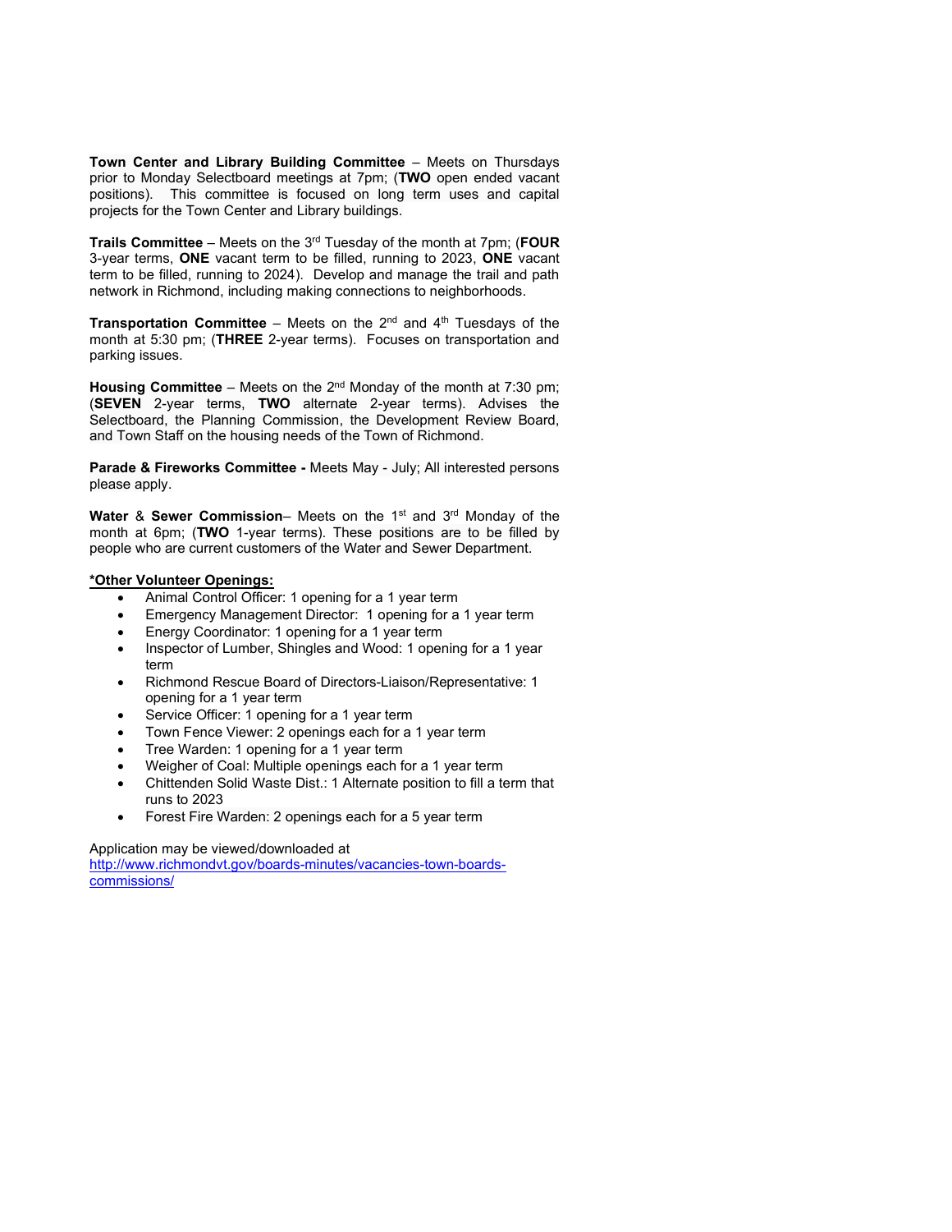**Town Center and Library Building Committee** – Meets on Thursdays prior to Monday Selectboard meetings at 7pm; (**TWO** open ended vacant positions). This committee is focused on long term uses and capital projects for the Town Center and Library buildings.

**Trails Committee** – Meets on the 3rd Tuesday of the month at 7pm; (**FOUR** 3-year terms, **ONE** vacant term to be filled, running to 2023, **ONE** vacant term to be filled, running to 2024). Develop and manage the trail and path network in Richmond, including making connections to neighborhoods.

**Transportation Committee** – Meets on the 2nd and 4th Tuesdays of the month at 5:30 pm; (**THREE** 2-year terms). Focuses on transportation and parking issues.

**Housing Committee** – Meets on the 2nd Monday of the month at 7:30 pm; (**SEVEN** 2-year terms, **TWO** alternate 2-year terms). Advises the Selectboard, the Planning Commission, the Development Review Board, and Town Staff on the housing needs of the Town of Richmond.

**Parade & Fireworks Committee -** Meets May - July; All interested persons please apply.

**Water** & **Sewer Commission**– Meets on the 1st and 3rd Monday of the month at 6pm; (**TWO** 1-year terms). These positions are to be filled by people who are current customers of the Water and Sewer Department.

**\*Other Volunteer Openings:**

- Animal Control Officer: 1 opening for a 1 year term
- Emergency Management Director: 1 opening for a 1 year term
- Energy Coordinator: 1 opening for a 1 year term
- Inspector of Lumber, Shingles and Wood: 1 opening for a 1 year term
- Richmond Rescue Board of Directors-Liaison/Representative: 1 opening for a 1 year term
- Service Officer: 1 opening for a 1 year term
- Town Fence Viewer: 2 openings each for a 1 year term
- Tree Warden: 1 opening for a 1 year term
- Weigher of Coal: Multiple openings each for a 1 year term
- Chittenden Solid Waste Dist.: 1 Alternate position to fill a term that runs to 2023
- Forest Fire Warden: 2 openings each for a 5 year term

Application may be viewed/downloaded at
http://www.richmondvt.gov/boards-minutes/vacancies-town-boards-commissions/